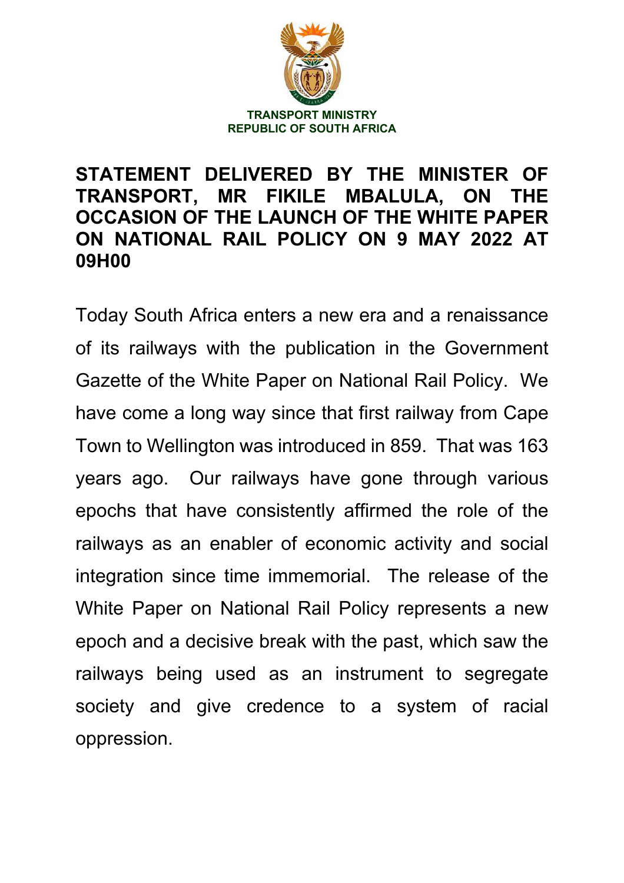TRANSPORT MINISTRY
REPUBLIC OF SOUTH AFRICA

# STATEMENT DELIVERED BY THE MINISTER OF TRANSPORT, MR FIKILE MBALULA, ON THE OCCASION OF THE LAUNCH OF THE WHITE PAPER ON NATIONAL RAIL POLICY ON 9 MAY 2022 AT 09H00

Today South Africa enters a new era and a renaissance of its railways with the publication in the Government Gazette of the White Paper on National Rail Policy. We have come a long way since that first railway from Cape Town to Wellington was introduced in 859. That was 163 years ago. Our railways have gone through various epochs that have consistently affirmed the role of the railways as an enabler of economic activity and social integration since time immemorial. The release of the White Paper on National Rail Policy represents a new epoch and a decisive break with the past, which saw the railways being used as an instrument to segregate society and give credence to a system of racial oppression.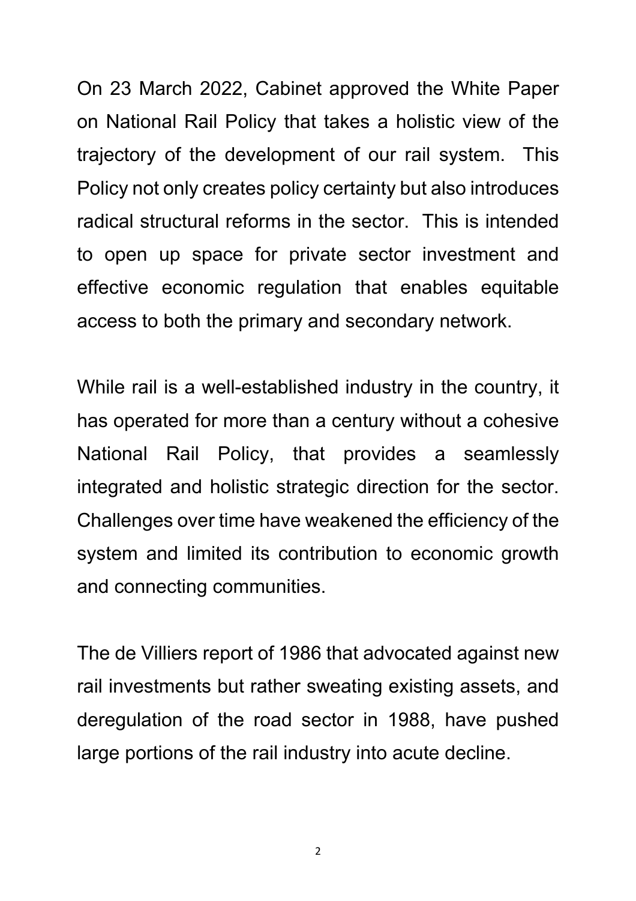On 23 March 2022, Cabinet approved the White Paper on National Rail Policy that takes a holistic view of the trajectory of the development of our rail system. This Policy not only creates policy certainty but also introduces radical structural reforms in the sector. This is intended to open up space for private sector investment and effective economic regulation that enables equitable access to both the primary and secondary network.

While rail is a well-established industry in the country, it has operated for more than a century without a cohesive National Rail Policy, that provides a seamlessly integrated and holistic strategic direction for the sector. Challenges over time have weakened the efficiency of the system and limited its contribution to economic growth and connecting communities.

The de Villiers report of 1986 that advocated against new rail investments but rather sweating existing assets, and deregulation of the road sector in 1988, have pushed large portions of the rail industry into acute decline.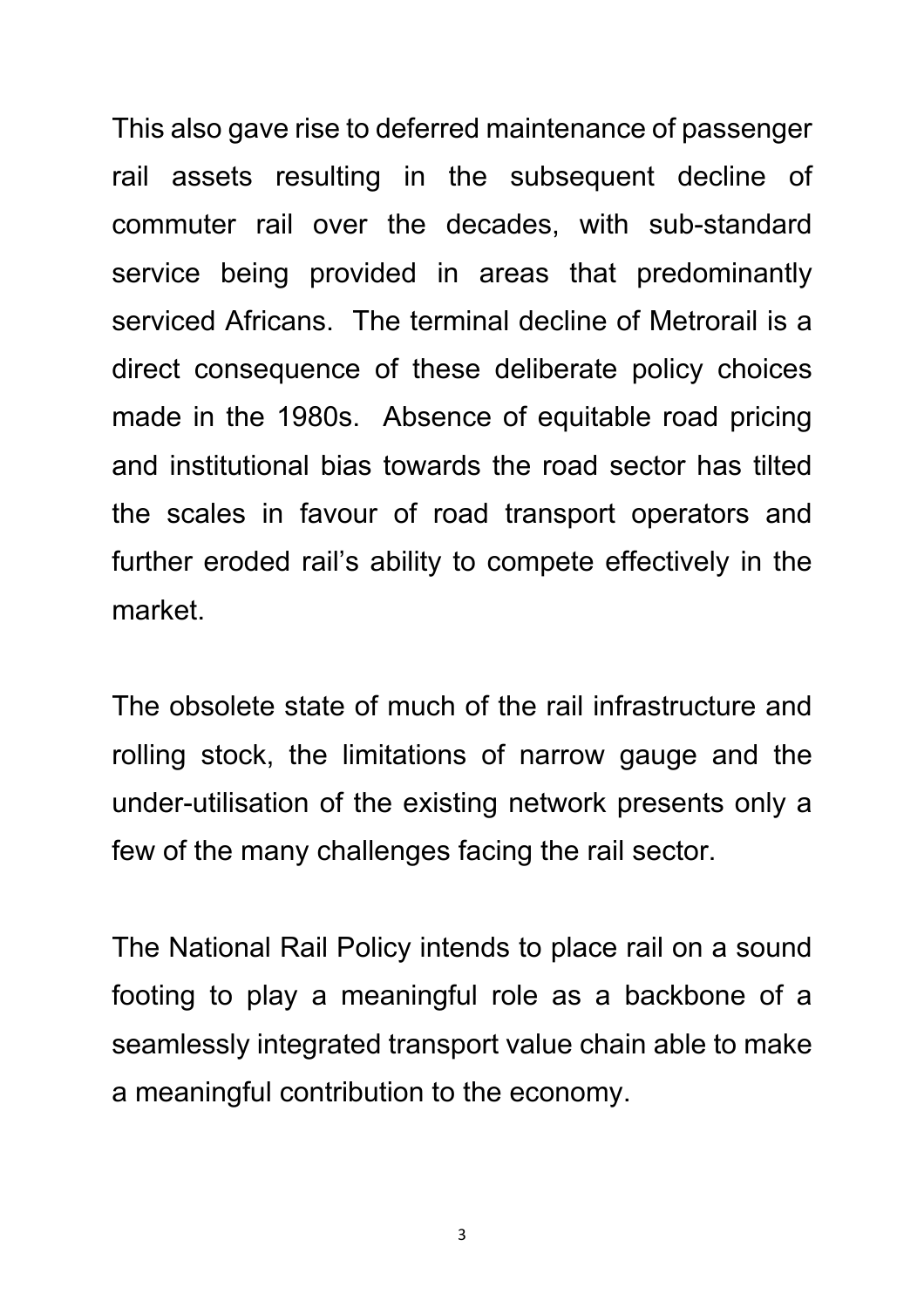This also gave rise to deferred maintenance of passenger rail assets resulting in the subsequent decline of commuter rail over the decades, with sub-standard service being provided in areas that predominantly serviced Africans. The terminal decline of Metrorail is a direct consequence of these deliberate policy choices made in the 1980s. Absence of equitable road pricing and institutional bias towards the road sector has tilted the scales in favour of road transport operators and further eroded rail's ability to compete effectively in the market.

The obsolete state of much of the rail infrastructure and rolling stock, the limitations of narrow gauge and the under-utilisation of the existing network presents only a few of the many challenges facing the rail sector.

The National Rail Policy intends to place rail on a sound footing to play a meaningful role as a backbone of a seamlessly integrated transport value chain able to make a meaningful contribution to the economy.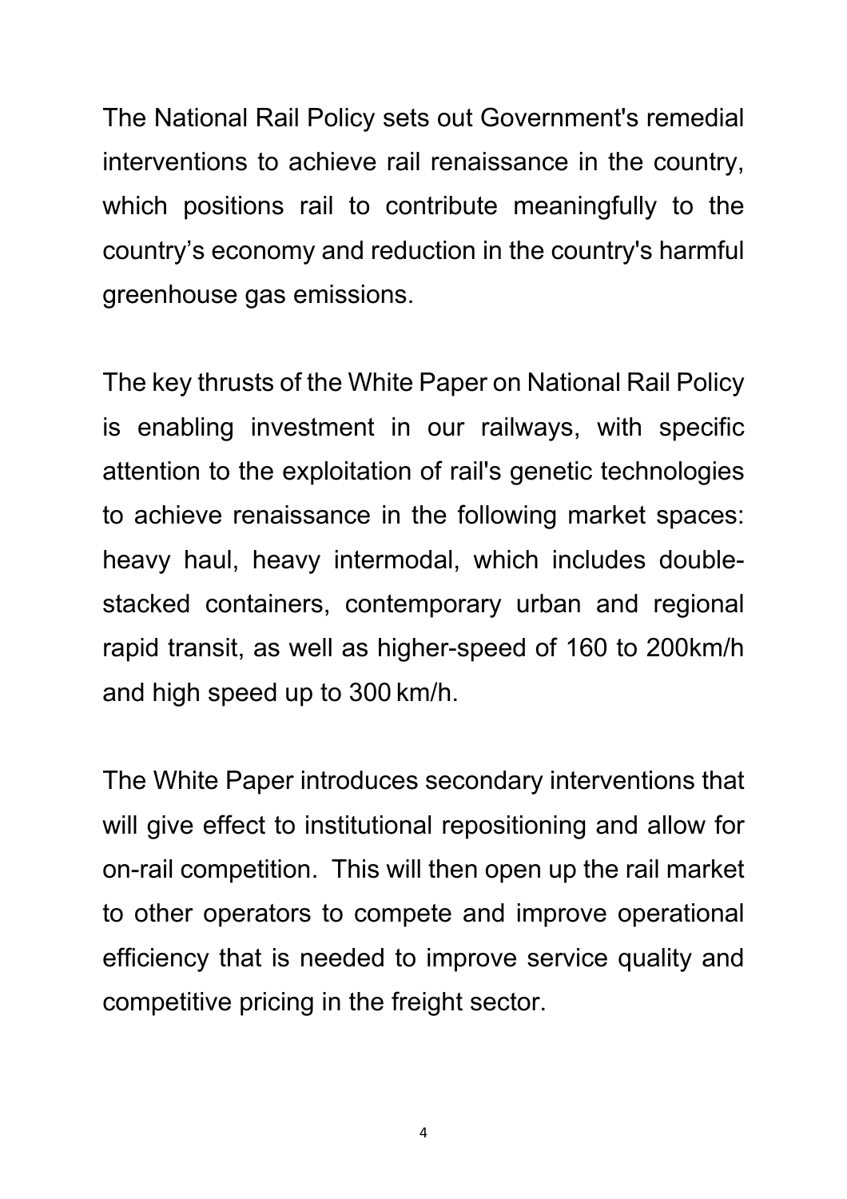The National Rail Policy sets out Government's remedial interventions to achieve rail renaissance in the country, which positions rail to contribute meaningfully to the country's economy and reduction in the country's harmful greenhouse gas emissions.

The key thrusts of the White Paper on National Rail Policy is enabling investment in our railways, with specific attention to the exploitation of rail's genetic technologies to achieve renaissance in the following market spaces: heavy haul, heavy intermodal, which includes double-stacked containers, contemporary urban and regional rapid transit, as well as higher-speed of 160 to 200km/h and high speed up to 300 km/h.

The White Paper introduces secondary interventions that will give effect to institutional repositioning and allow for on-rail competition. This will then open up the rail market to other operators to compete and improve operational efficiency that is needed to improve service quality and competitive pricing in the freight sector.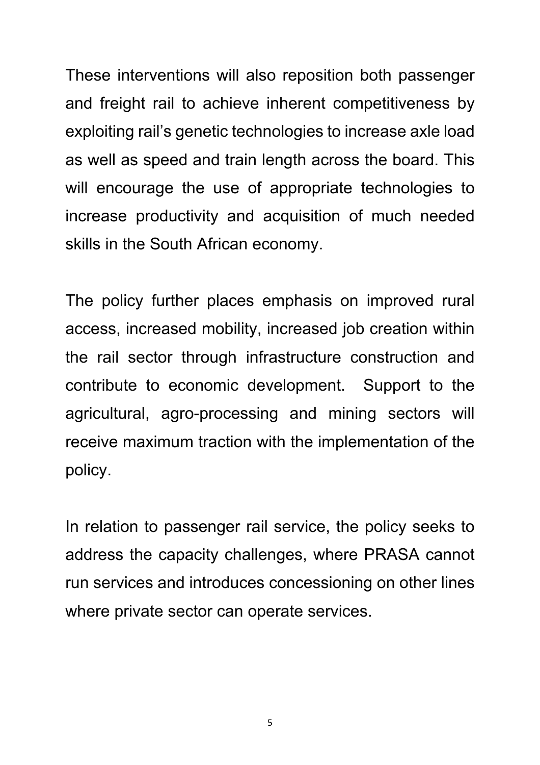These interventions will also reposition both passenger and freight rail to achieve inherent competitiveness by exploiting rail's genetic technologies to increase axle load as well as speed and train length across the board. This will encourage the use of appropriate technologies to increase productivity and acquisition of much needed skills in the South African economy.

The policy further places emphasis on improved rural access, increased mobility, increased job creation within the rail sector through infrastructure construction and contribute to economic development. Support to the agricultural, agro-processing and mining sectors will receive maximum traction with the implementation of the policy.

In relation to passenger rail service, the policy seeks to address the capacity challenges, where PRASA cannot run services and introduces concessioning on other lines where private sector can operate services.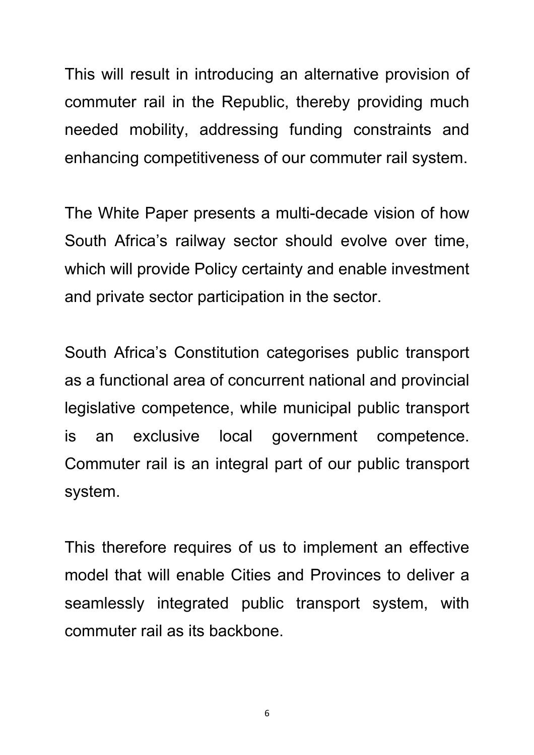This will result in introducing an alternative provision of commuter rail in the Republic, thereby providing much needed mobility, addressing funding constraints and enhancing competitiveness of our commuter rail system.

The White Paper presents a multi-decade vision of how South Africa's railway sector should evolve over time, which will provide Policy certainty and enable investment and private sector participation in the sector.

South Africa's Constitution categorises public transport as a functional area of concurrent national and provincial legislative competence, while municipal public transport is an exclusive local government competence. Commuter rail is an integral part of our public transport system.

This therefore requires of us to implement an effective model that will enable Cities and Provinces to deliver a seamlessly integrated public transport system, with commuter rail as its backbone.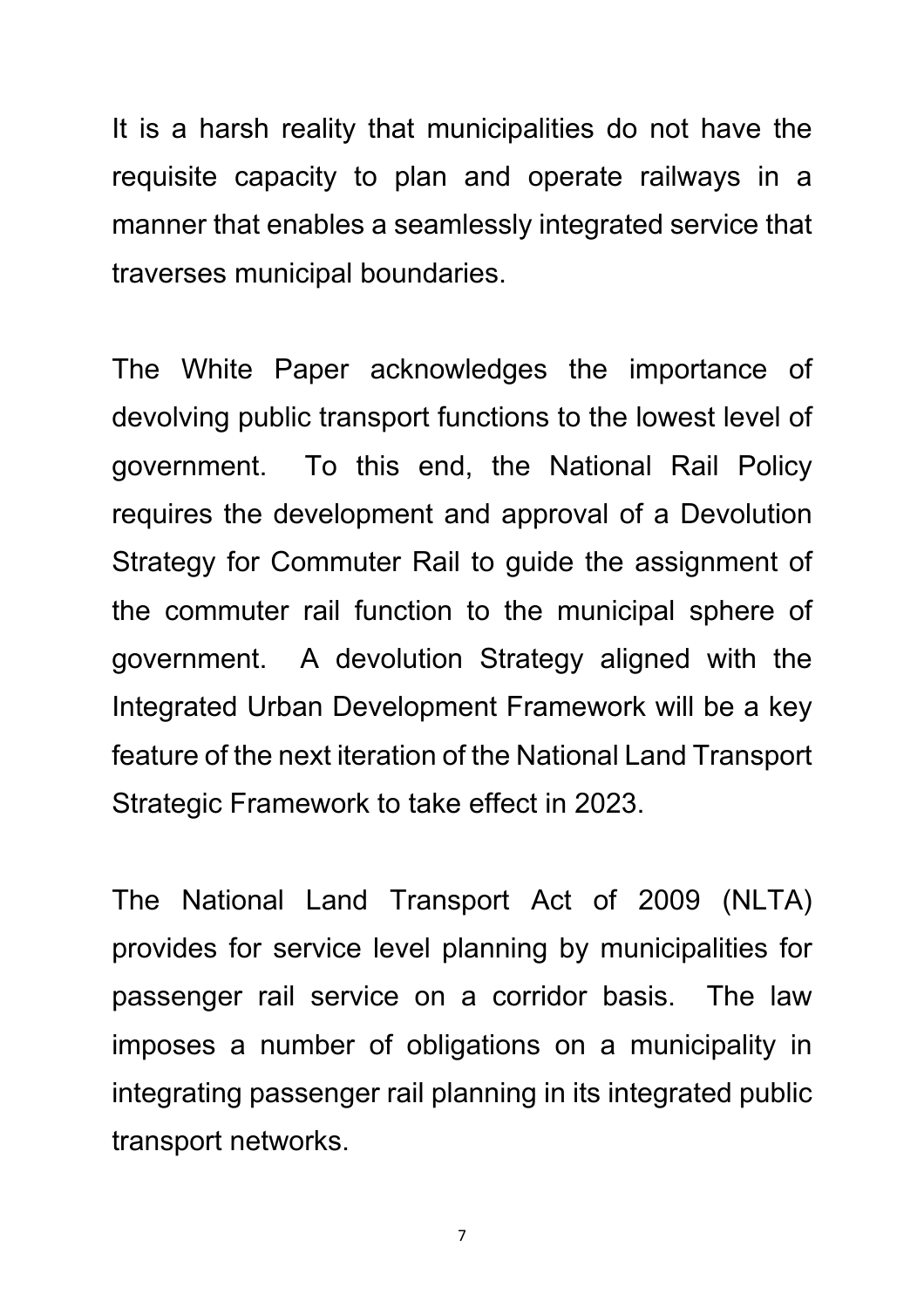It is a harsh reality that municipalities do not have the requisite capacity to plan and operate railways in a manner that enables a seamlessly integrated service that traverses municipal boundaries.

The White Paper acknowledges the importance of devolving public transport functions to the lowest level of government. To this end, the National Rail Policy requires the development and approval of a Devolution Strategy for Commuter Rail to guide the assignment of the commuter rail function to the municipal sphere of government. A devolution Strategy aligned with the Integrated Urban Development Framework will be a key feature of the next iteration of the National Land Transport Strategic Framework to take effect in 2023.

The National Land Transport Act of 2009 (NLTA) provides for service level planning by municipalities for passenger rail service on a corridor basis. The law imposes a number of obligations on a municipality in integrating passenger rail planning in its integrated public transport networks.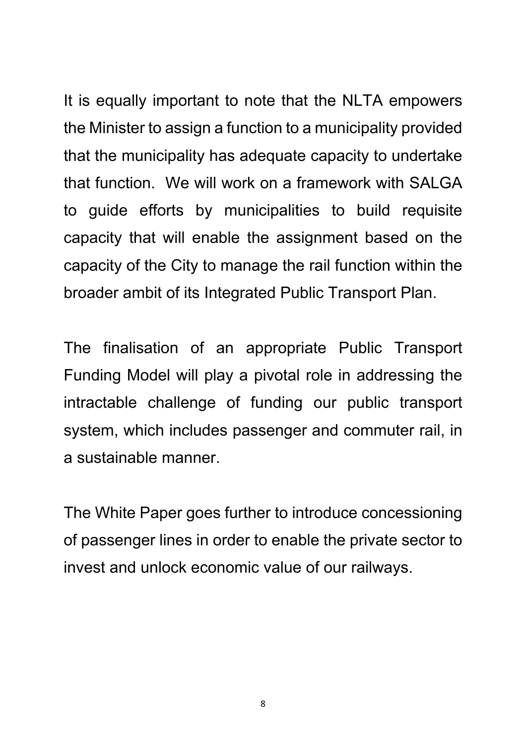It is equally important to note that the NLTA empowers the Minister to assign a function to a municipality provided that the municipality has adequate capacity to undertake that function. We will work on a framework with SALGA to guide efforts by municipalities to build requisite capacity that will enable the assignment based on the capacity of the City to manage the rail function within the broader ambit of its Integrated Public Transport Plan.

The finalisation of an appropriate Public Transport Funding Model will play a pivotal role in addressing the intractable challenge of funding our public transport system, which includes passenger and commuter rail, in a sustainable manner.

The White Paper goes further to introduce concessioning of passenger lines in order to enable the private sector to invest and unlock economic value of our railways.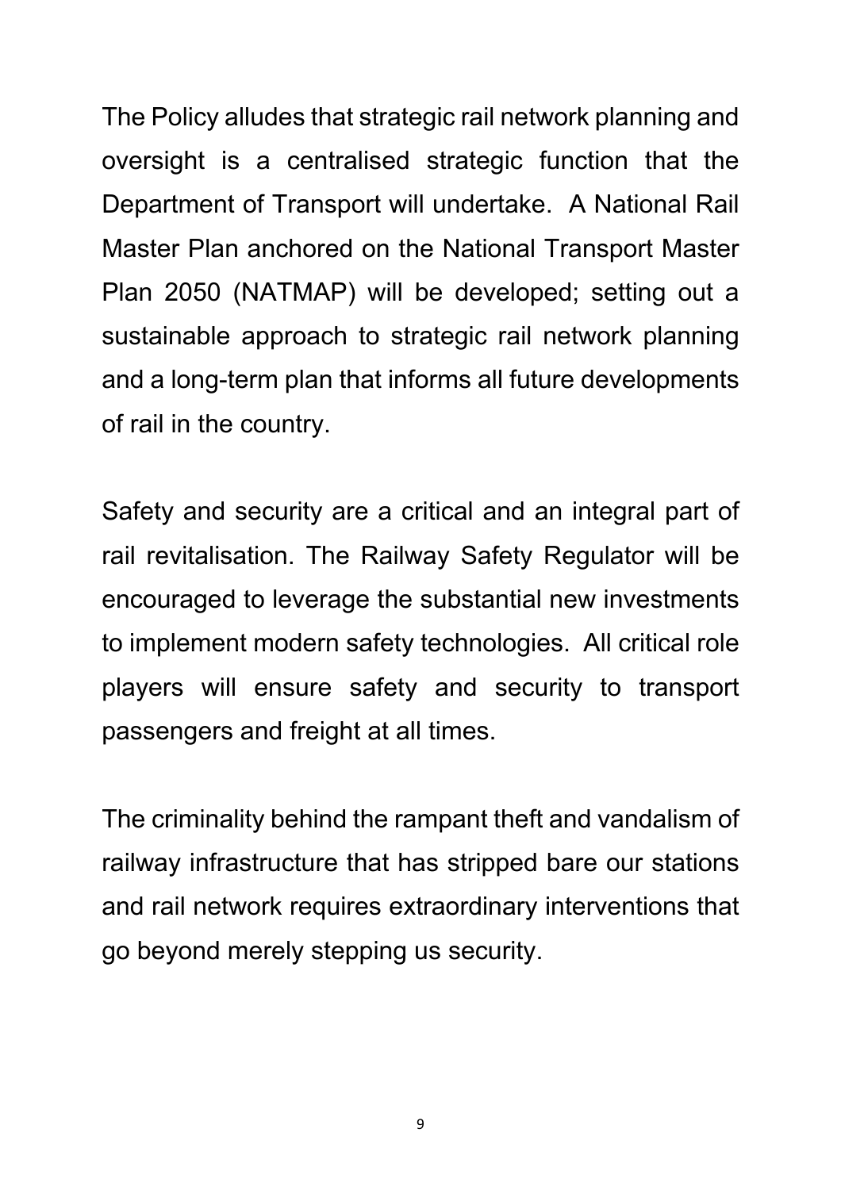The Policy alludes that strategic rail network planning and oversight is a centralised strategic function that the Department of Transport will undertake. A National Rail Master Plan anchored on the National Transport Master Plan 2050 (NATMAP) will be developed; setting out a sustainable approach to strategic rail network planning and a long-term plan that informs all future developments of rail in the country.

Safety and security are a critical and an integral part of rail revitalisation. The Railway Safety Regulator will be encouraged to leverage the substantial new investments to implement modern safety technologies. All critical role players will ensure safety and security to transport passengers and freight at all times.

The criminality behind the rampant theft and vandalism of railway infrastructure that has stripped bare our stations and rail network requires extraordinary interventions that go beyond merely stepping us security.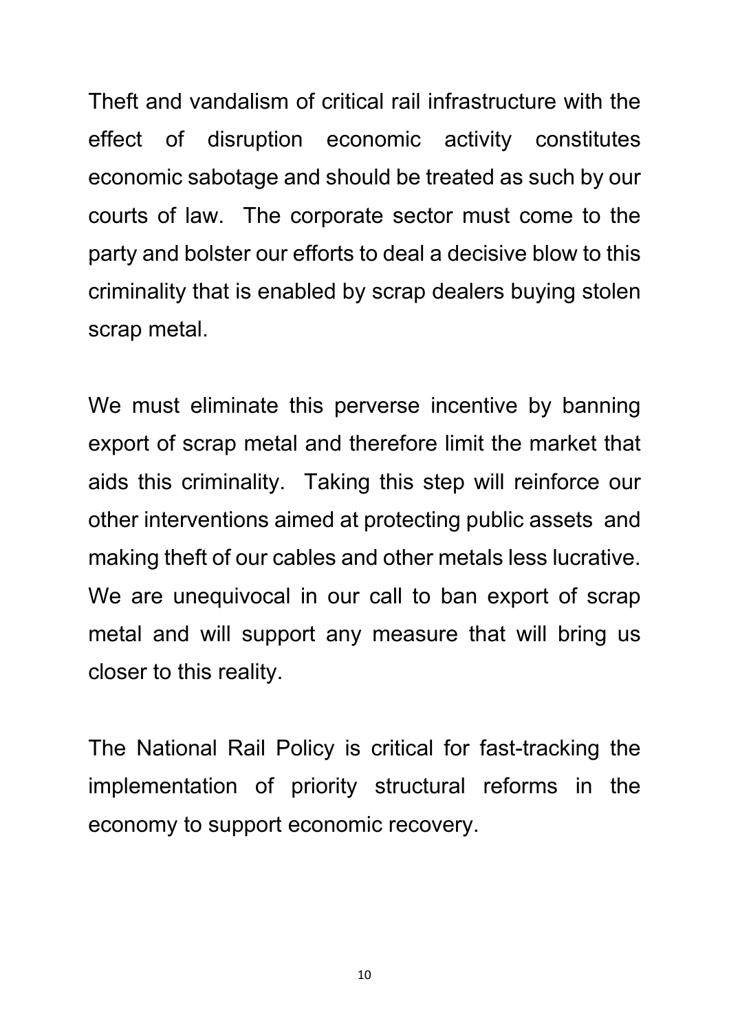Theft and vandalism of critical rail infrastructure with the effect of disruption economic activity constitutes economic sabotage and should be treated as such by our courts of law. The corporate sector must come to the party and bolster our efforts to deal a decisive blow to this criminality that is enabled by scrap dealers buying stolen scrap metal.

We must eliminate this perverse incentive by banning export of scrap metal and therefore limit the market that aids this criminality. Taking this step will reinforce our other interventions aimed at protecting public assets and making theft of our cables and other metals less lucrative. We are unequivocal in our call to ban export of scrap metal and will support any measure that will bring us closer to this reality.

The National Rail Policy is critical for fast-tracking the implementation of priority structural reforms in the economy to support economic recovery.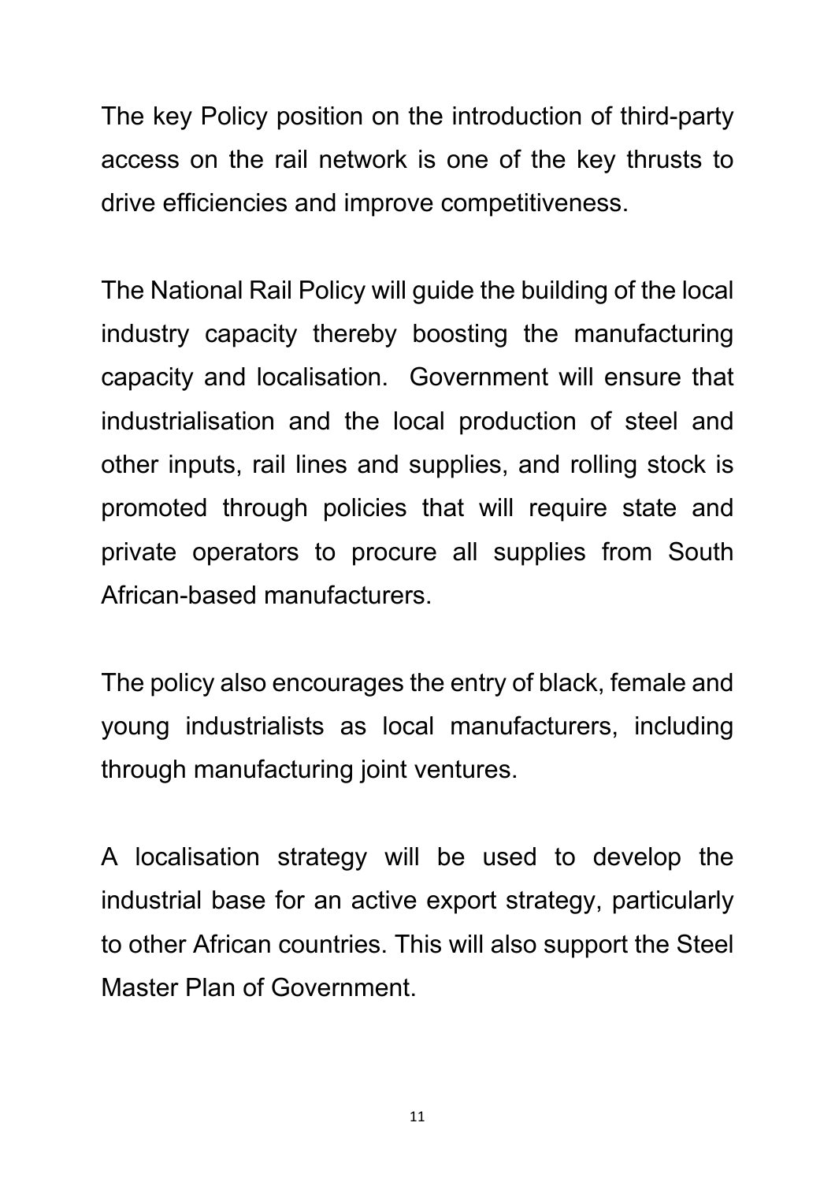The key Policy position on the introduction of third-party access on the rail network is one of the key thrusts to drive efficiencies and improve competitiveness.

The National Rail Policy will guide the building of the local industry capacity thereby boosting the manufacturing capacity and localisation. Government will ensure that industrialisation and the local production of steel and other inputs, rail lines and supplies, and rolling stock is promoted through policies that will require state and private operators to procure all supplies from South African-based manufacturers.

The policy also encourages the entry of black, female and young industrialists as local manufacturers, including through manufacturing joint ventures.

A localisation strategy will be used to develop the industrial base for an active export strategy, particularly to other African countries. This will also support the Steel Master Plan of Government.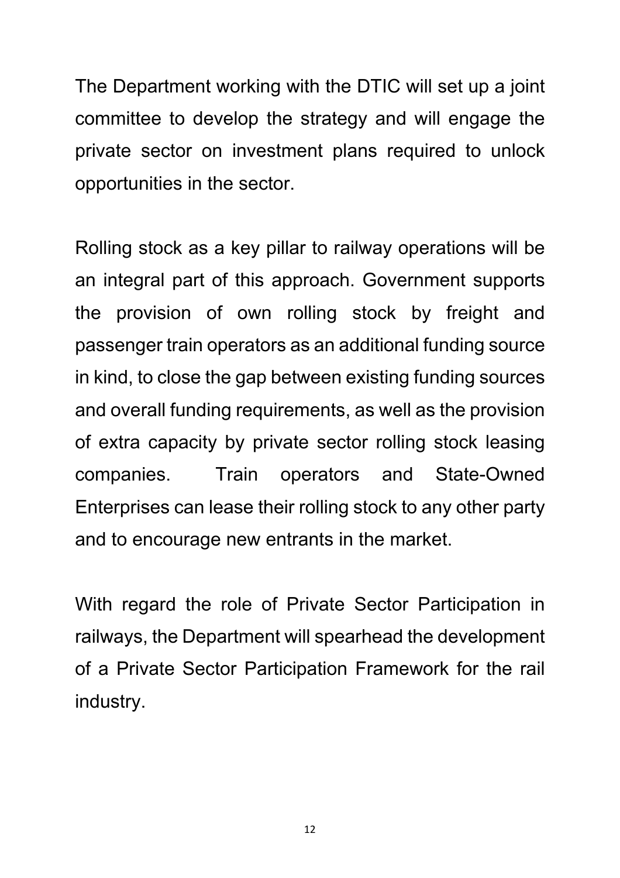The Department working with the DTIC will set up a joint committee to develop the strategy and will engage the private sector on investment plans required to unlock opportunities in the sector.

Rolling stock as a key pillar to railway operations will be an integral part of this approach. Government supports the provision of own rolling stock by freight and passenger train operators as an additional funding source in kind, to close the gap between existing funding sources and overall funding requirements, as well as the provision of extra capacity by private sector rolling stock leasing companies. Train operators and State-Owned Enterprises can lease their rolling stock to any other party and to encourage new entrants in the market.

With regard the role of Private Sector Participation in railways, the Department will spearhead the development of a Private Sector Participation Framework for the rail industry.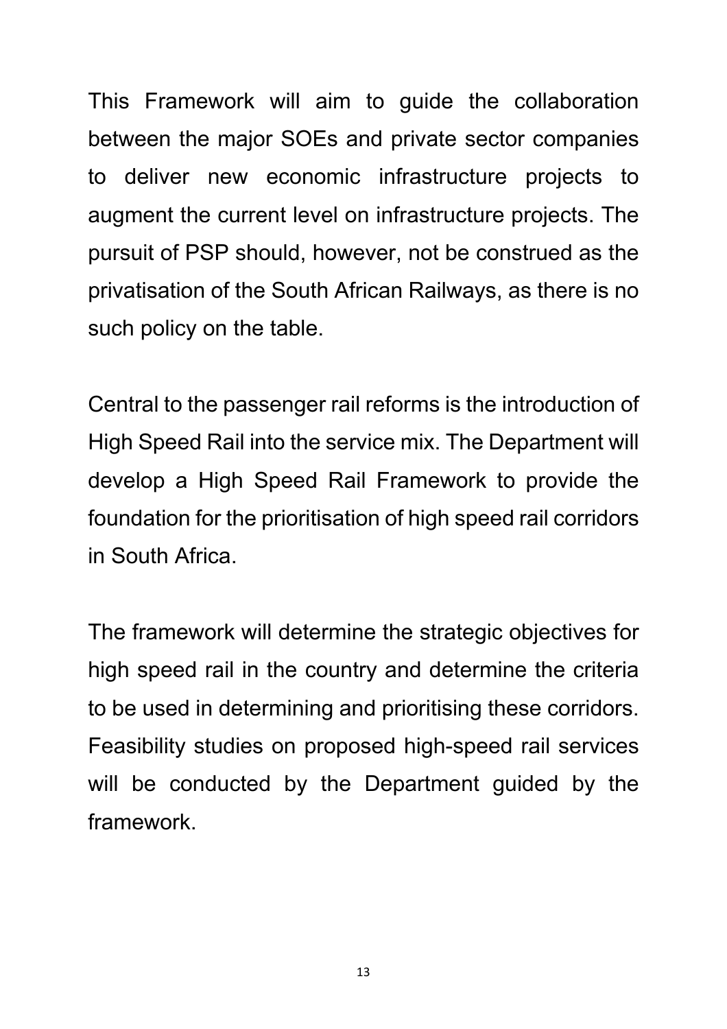This Framework will aim to guide the collaboration between the major SOEs and private sector companies to deliver new economic infrastructure projects to augment the current level on infrastructure projects. The pursuit of PSP should, however, not be construed as the privatisation of the South African Railways, as there is no such policy on the table.

Central to the passenger rail reforms is the introduction of High Speed Rail into the service mix. The Department will develop a High Speed Rail Framework to provide the foundation for the prioritisation of high speed rail corridors in South Africa.

The framework will determine the strategic objectives for high speed rail in the country and determine the criteria to be used in determining and prioritising these corridors. Feasibility studies on proposed high-speed rail services will be conducted by the Department guided by the framework.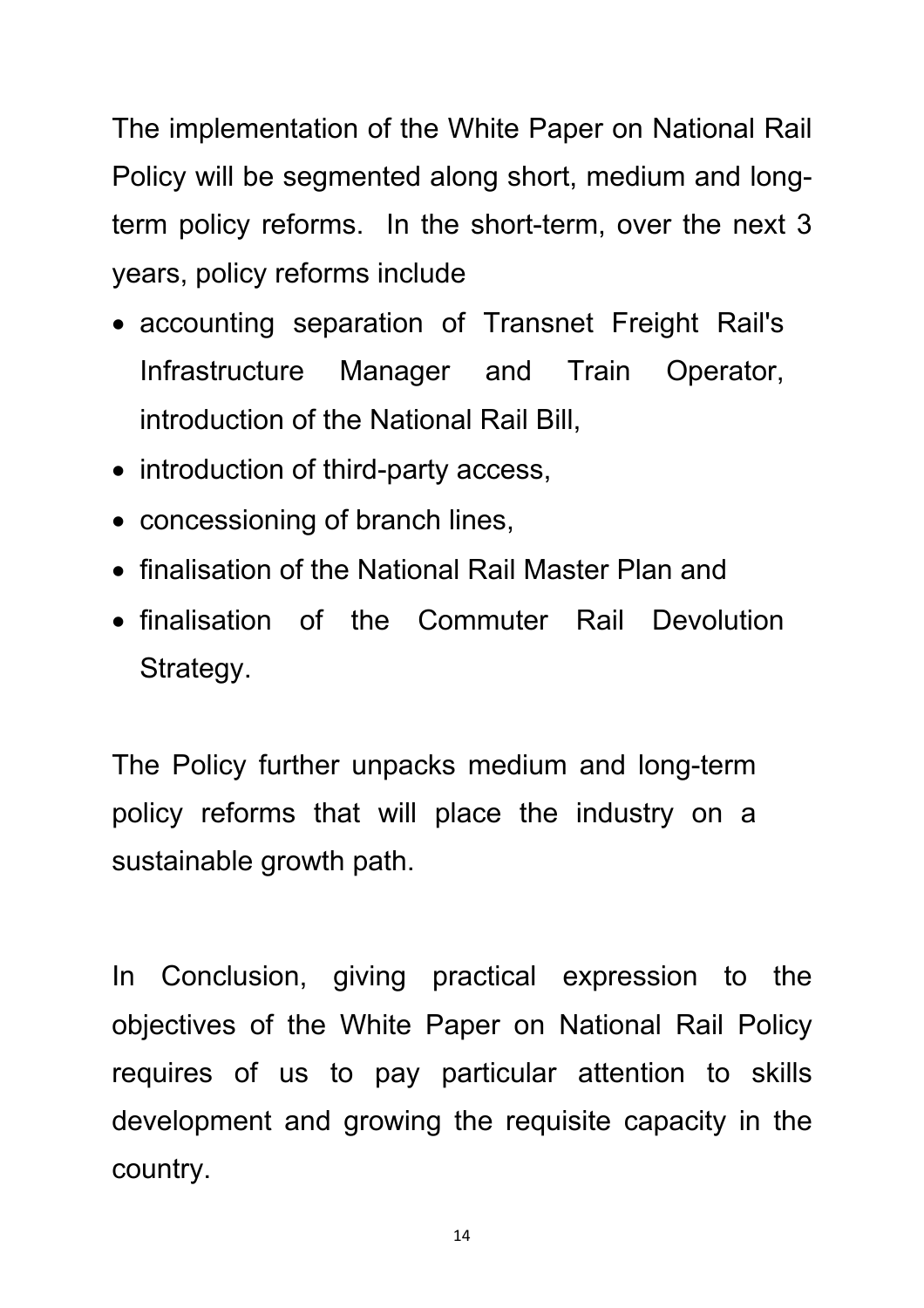The implementation of the White Paper on National Rail Policy will be segmented along short, medium and long-term policy reforms.  In the short-term, over the next 3 years, policy reforms include

- accounting separation of Transnet Freight Rail's Infrastructure Manager and Train Operator, introduction of the National Rail Bill,
- introduction of third-party access,
- concessioning of branch lines,
- finalisation of the National Rail Master Plan and
- finalisation of the Commuter Rail Devolution Strategy.

The Policy further unpacks medium and long-term policy reforms that will place the industry on a sustainable growth path.

In Conclusion, giving practical expression to the objectives of the White Paper on National Rail Policy requires of us to pay particular attention to skills development and growing the requisite capacity in the country.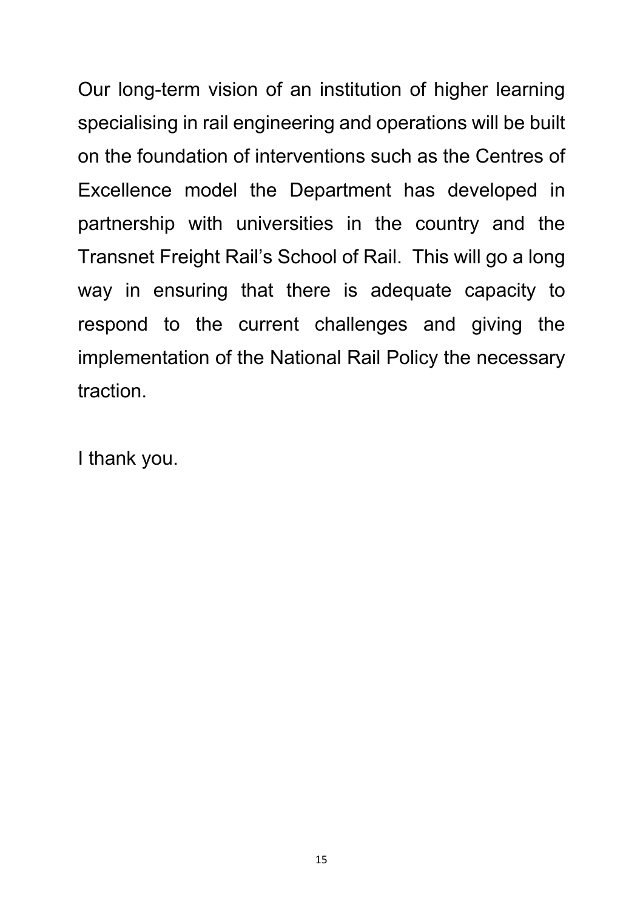Our long-term vision of an institution of higher learning specialising in rail engineering and operations will be built on the foundation of interventions such as the Centres of Excellence model the Department has developed in partnership with universities in the country and the Transnet Freight Rail's School of Rail. This will go a long way in ensuring that there is adequate capacity to respond to the current challenges and giving the implementation of the National Rail Policy the necessary traction.

I thank you.